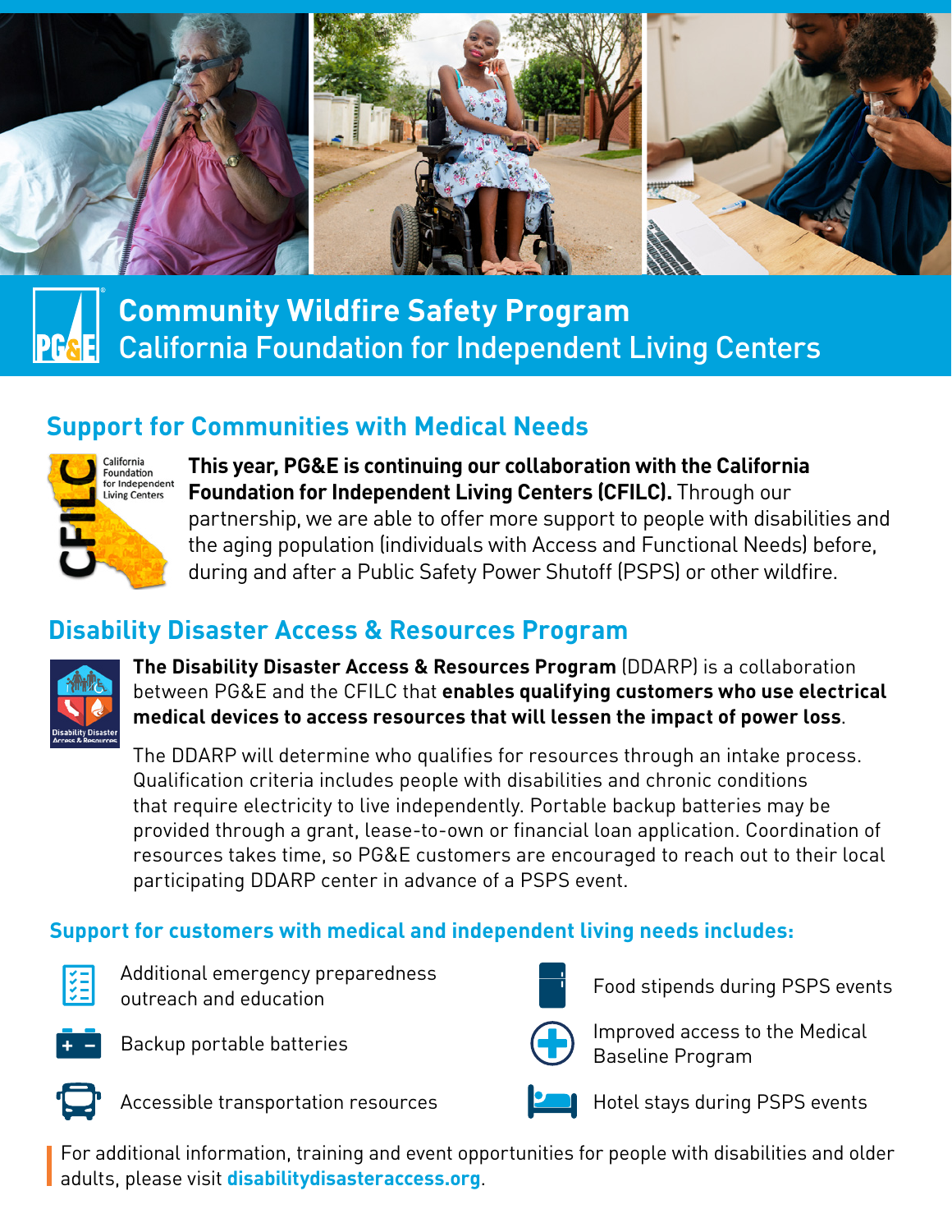# Community Wildfire Safety Program
## California Foundation for Independent Living Centers

## Support for Communities with Medical Needs

**This year, PG&E is continuing our collaboration with the California Foundation for Independent Living Centers (CFILC).** Through our partnership, we are able to offer more support to people with disabilities and the aging population (individuals with Access and Functional Needs) before, during and after a Public Safety Power Shutoff (PSPS) or other wildfire.

## Disability Disaster Access & Resources Program

**The Disability Disaster Access & Resources Program** (DDARP) is a collaboration between PG&E and the CFILC that **enables qualifying customers who use electrical medical devices to access resources that will lessen the impact of power loss**.

The DDARP will determine who qualifies for resources through an intake process. Qualification criteria includes people with disabilities and chronic conditions that require electricity to live independently. Portable backup batteries may be provided through a grant, lease-to-own or financial loan application. Coordination of resources takes time, so PG&E customers are encouraged to reach out to their local participating DDARP center in advance of a PSPS event.

### Support for customers with medical and independent living needs includes:

- Additional emergency preparedness outreach and education
- Backup portable batteries
- Accessible transportation resources
- Food stipends during PSPS events
- Improved access to the Medical Baseline Program
- Hotel stays during PSPS events

For additional information, training and event opportunities for people with disabilities and older adults, please visit **disabilitydisasteraccess.org**.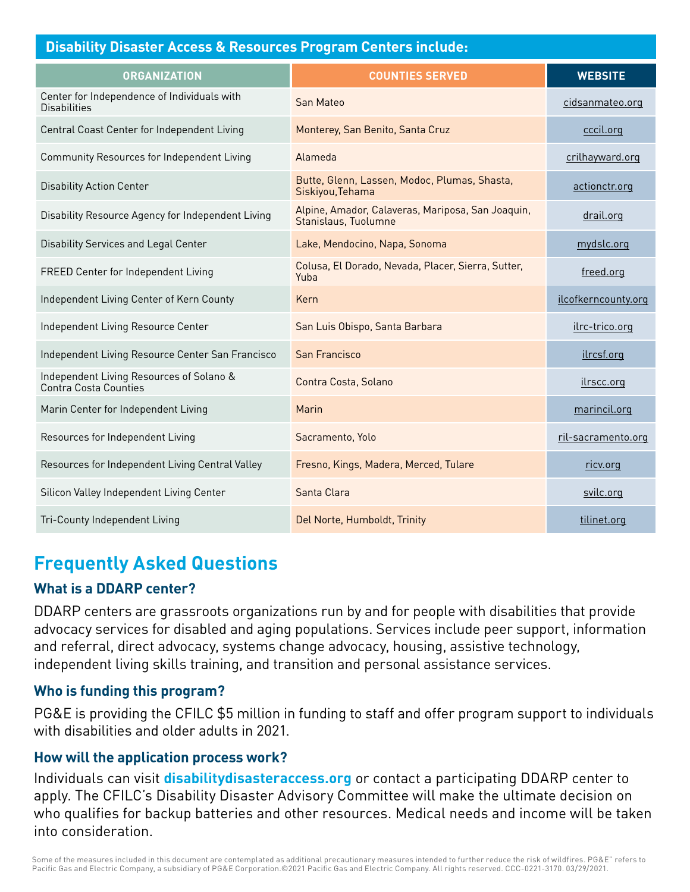## Disability Disaster Access & Resources Program Centers include:

| ORGANIZATION | COUNTIES SERVED | WEBSITE |
|---|---|---|
| Center for Independence of Individuals with Disabilities | San Mateo | cidsanmateo.org |
| Central Coast Center for Independent Living | Monterey, San Benito, Santa Cruz | cccil.org |
| Community Resources for Independent Living | Alameda | crilhayward.org |
| Disability Action Center | Butte, Glenn, Lassen, Modoc, Plumas, Shasta, Siskiyou,Tehama | actionctr.org |
| Disability Resource Agency for Independent Living | Alpine, Amador, Calaveras, Mariposa, San Joaquin, Stanislaus, Tuolumne | drail.org |
| Disability Services and Legal Center | Lake, Mendocino, Napa, Sonoma | mydslc.org |
| FREED Center for Independent Living | Colusa, El Dorado, Nevada, Placer, Sierra, Sutter, Yuba | freed.org |
| Independent Living Center of Kern County | Kern | ilcofkerncounty.org |
| Independent Living Resource Center | San Luis Obispo, Santa Barbara | ilrc-trico.org |
| Independent Living Resource Center San Francisco | San Francisco | ilrcsf.org |
| Independent Living Resources of Solano & Contra Costa Counties | Contra Costa, Solano | ilrscc.org |
| Marin Center for Independent Living | Marin | marincil.org |
| Resources for Independent Living | Sacramento, Yolo | ril-sacramento.org |
| Resources for Independent Living Central Valley | Fresno, Kings, Madera, Merced, Tulare | ricv.org |
| Silicon Valley Independent Living Center | Santa Clara | svilc.org |
| Tri-County Independent Living | Del Norte, Humboldt, Trinity | tilinet.org |

## Frequently Asked Questions

### What is a DDARP center?

DDARP centers are grassroots organizations run by and for people with disabilities that provide advocacy services for disabled and aging populations. Services include peer support, information and referral, direct advocacy, systems change advocacy, housing, assistive technology, independent living skills training, and transition and personal assistance services.

### Who is funding this program?

PG&E is providing the CFILC $5 million in funding to staff and offer program support to individuals with disabilities and older adults in 2021.

### How will the application process work?

Individuals can visit **disabilitydisasteraccess.org** or contact a participating DDARP center to apply. The CFILC's Disability Disaster Advisory Committee will make the ultimate decision on who qualifies for backup batteries and other resources. Medical needs and income will be taken into consideration.

Some of the measures included in this document are contemplated as additional precautionary measures intended to further reduce the risk of wildfires. PG&E" refers to Pacific Gas and Electric Company, a subsidiary of PG&E Corporation.©2021 Pacific Gas and Electric Company. All rights reserved. CCC-0221-3170. 03/29/2021.